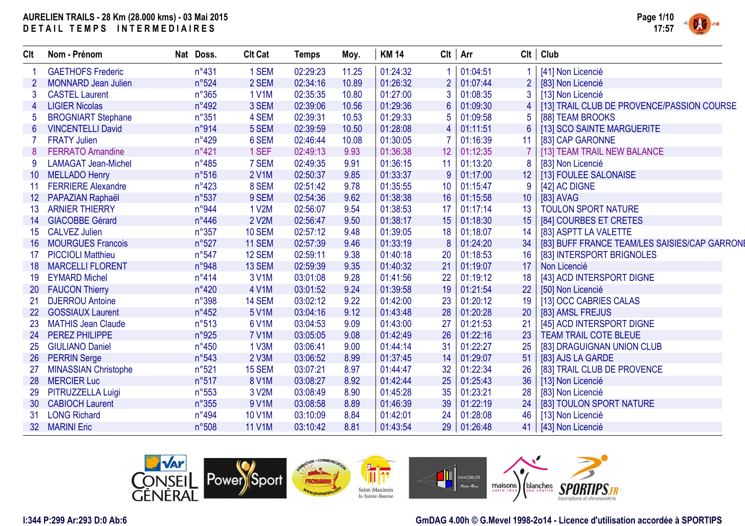# AURELIEN TRAILS - 28 Km (28.000 kms) - 03 Mai 2015

## DETAIL TEMPS INTERMEDIAIRES

| Clt | Nom - Prénom | Nat | Doss. | Clt Cat | Temps | Moy. | KM 14 | Clt | Arr | Clt | Club |
|---|---|---|---|---|---|---|---|---|---|---|---|
| 1 | GAETHOFS Frederic | | n°431 | 1 SEM | 02:29:23 | 11.25 | 01:24:32 | 1 | 01:04:51 | 1 | [41] Non Licencié |
| 2 | MONNARD Jean Julien | | n°524 | 2 SEM | 02:34:16 | 10.89 | 01:26:32 | 2 | 01:07:44 | 2 | [83] Non Licencié |
| 3 | CASTEL Laurent | | n°365 | 1 V1M | 02:35:35 | 10.80 | 01:27:00 | 3 | 01:08:35 | 3 | [13] Non Licencié |
| 4 | LIGIER Nicolas | | n°492 | 3 SEM | 02:39:06 | 10.56 | 01:29:36 | 6 | 01:09:30 | 4 | [13] TRAIL CLUB DE PROVENCE/PASSION COURSE |
| 5 | BROGNIART Stephane | | n°351 | 4 SEM | 02:39:31 | 10.53 | 01:29:33 | 5 | 01:09:58 | 5 | [88] TEAM BROOKS |
| 6 | VINCENTELLI David | | n°914 | 5 SEM | 02:39:59 | 10.50 | 01:28:08 | 4 | 01:11:51 | 6 | [13] SCO SAINTE MARGUERITE |
| 7 | FRATY Julien | | n°429 | 6 SEM | 02:46:44 | 10.08 | 01:30:05 | 7 | 01:16:39 | 11 | [83] CAP GARONNE |
| 8 | FERRATO Amandine | | n°421 | 1 SEF | 02:49:13 | 9.93 | 01:36:38 | 12 | 01:12:35 | 7 | [13] TEAM TRAIL NEW BALANCE |
| 9 | LAMAGAT Jean-Michel | | n°485 | 7 SEM | 02:49:35 | 9.91 | 01:36:15 | 11 | 01:13:20 | 8 | [83] Non Licencié |
| 10 | MELLADO Henry | | n°516 | 2 V1M | 02:50:37 | 9.85 | 01:33:37 | 9 | 01:17:00 | 12 | [13] FOULEE SALONAISE |
| 11 | FERRIERE Alexandre | | n°423 | 8 SEM | 02:51:42 | 9.78 | 01:35:55 | 10 | 01:15:47 | 9 | [42] AC DIGNE |
| 12 | PAPAZIAN Raphaël | | n°537 | 9 SEM | 02:54:36 | 9.62 | 01:38:38 | 16 | 01:15:58 | 10 | [83] AVAG |
| 13 | ARNIER THIERRY | | n°944 | 1 V2M | 02:56:07 | 9.54 | 01:38:53 | 17 | 01:17:14 | 13 | TOULON SPORT NATURE |
| 14 | GIACOBBE Gérard | | n°446 | 2 V2M | 02:56:47 | 9.50 | 01:38:17 | 15 | 01:18:30 | 15 | [84] COURBES ET CRETES |
| 15 | CALVEZ Julien | | n°357 | 10 SEM | 02:57:12 | 9.48 | 01:39:05 | 18 | 01:18:07 | 14 | [83] ASPTT LA VALETTE |
| 16 | MOURGUES Francois | | n°527 | 11 SEM | 02:57:39 | 9.46 | 01:33:19 | 8 | 01:24:20 | 34 | [83] BUFF FRANCE TEAM/LES SAISIES/CAP GARRONE |
| 17 | PICCIOLI Matthieu | | n°547 | 12 SEM | 02:59:11 | 9.38 | 01:40:18 | 20 | 01:18:53 | 16 | [83] INTERSPORT BRIGNOLES |
| 18 | MARCELLI FLORENT | | n°948 | 13 SEM | 02:59:39 | 9.35 | 01:40:32 | 21 | 01:19:07 | 17 | Non Licencié |
| 19 | EYMARD Michel | | n°414 | 3 V1M | 03:01:08 | 9.28 | 01:41:56 | 22 | 01:19:12 | 18 | [43] ACD INTERSPORT DIGNE |
| 20 | FAUCON Thierry | | n°420 | 4 V1M | 03:01:52 | 9.24 | 01:39:58 | 19 | 01:21:54 | 22 | [50] Non Licencié |
| 21 | DJERROU Antoine | | n°398 | 14 SEM | 03:02:12 | 9.22 | 01:42:00 | 23 | 01:20:12 | 19 | [13] OCC CABRIES CALAS |
| 22 | GOSSIAUX Laurent | | n°452 | 5 V1M | 03:04:16 | 9.12 | 01:43:48 | 28 | 01:20:28 | 20 | [83] AMSL FREJUS |
| 23 | MATHIS Jean Claude | | n°513 | 6 V1M | 03:04:53 | 9.09 | 01:43:00 | 27 | 01:21:53 | 21 | [45] ACD INTERSPORT DIGNE |
| 24 | PEREZ PHILIPPE | | n°925 | 7 V1M | 03:05:05 | 9.08 | 01:42:49 | 26 | 01:22:16 | 23 | TEAM TRAIL COTE BLEUE |
| 25 | GIULIANO Daniel | | n°450 | 1 V3M | 03:06:41 | 9.00 | 01:44:14 | 31 | 01:22:27 | 25 | [83] DRAGUIGNAN UNION CLUB |
| 26 | PERRIN Serge | | n°543 | 2 V3M | 03:06:52 | 8.99 | 01:37:45 | 14 | 01:29:07 | 51 | [83] AJS LA GARDE |
| 27 | MINASSIAN Christophe | | n°521 | 15 SEM | 03:07:21 | 8.97 | 01:44:47 | 32 | 01:22:34 | 26 | [83] TRAIL CLUB DE PROVENCE |
| 28 | MERCIER Luc | | n°517 | 8 V1M | 03:08:27 | 8.92 | 01:42:44 | 25 | 01:25:43 | 36 | [13] Non Licencié |
| 29 | PITRUZZELLA Luigi | | n°553 | 3 V2M | 03:08:49 | 8.90 | 01:45:28 | 35 | 01:23:21 | 28 | [83] Non Licencié |
| 30 | CABIOCH Laurent | | n°355 | 9 V1M | 03:08:58 | 8.89 | 01:46:39 | 39 | 01:22:19 | 24 | [83] TOULON SPORT NATURE |
| 31 | LONG Richard | | n°494 | 10 V1M | 03:10:09 | 8.84 | 01:42:01 | 24 | 01:28:08 | 46 | [13] Non Licencié |
| 32 | MARINI Eric | | n°508 | 11 V1M | 03:10:42 | 8.81 | 01:43:54 | 29 | 01:26:48 | 41 | [43] Non Licencié |

I:344 P:299 Ar:293 D:0 Ab:6

GmDAG 4.00h © G.Mevel 1998-2o14 - Licence d'utilisation accordée à SPORTIPS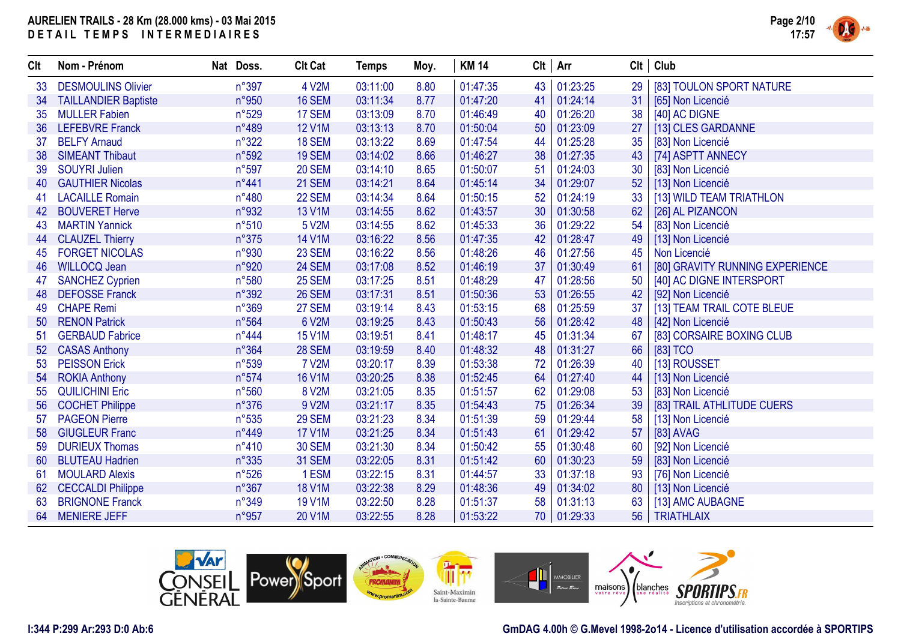**AURELIEN TRAILS - 28 Km (28.000 kms) - 03 Mai 2015**
**DETAIL TEMPS INTERMEDIAIRES**

| Clt | Nom - Prénom | Nat | Doss. | Clt Cat | Temps | Moy. | KM 14 | Clt | Arr | Clt | Club |
|---|---|---|---|---|---|---|---|---|---|---|---|
| 33 | DESMOULINS Olivier | | n°397 | 4 V2M | 03:11:00 | 8.80 | 01:47:35 | 43 | 01:23:25 | 29 | [83] TOULON SPORT NATURE |
| 34 | TAILLANDIER Baptiste | | n°950 | 16 SEM | 03:11:34 | 8.77 | 01:47:20 | 41 | 01:24:14 | 31 | [65] Non Licencié |
| 35 | MULLER Fabien | | n°529 | 17 SEM | 03:13:09 | 8.70 | 01:46:49 | 40 | 01:26:20 | 38 | [40] AC DIGNE |
| 36 | LEFEBVRE Franck | | n°489 | 12 V1M | 03:13:13 | 8.70 | 01:50:04 | 50 | 01:23:09 | 27 | [13] CLES GARDANNE |
| 37 | BELFY Arnaud | | n°322 | 18 SEM | 03:13:22 | 8.69 | 01:47:54 | 44 | 01:25:28 | 35 | [83] Non Licencié |
| 38 | SIMEANT Thibaut | | n°592 | 19 SEM | 03:14:02 | 8.66 | 01:46:27 | 38 | 01:27:35 | 43 | [74] ASPTT ANNECY |
| 39 | SOUYRI Julien | | n°597 | 20 SEM | 03:14:10 | 8.65 | 01:50:07 | 51 | 01:24:03 | 30 | [83] Non Licencié |
| 40 | GAUTHIER Nicolas | | n°441 | 21 SEM | 03:14:21 | 8.64 | 01:45:14 | 34 | 01:29:07 | 52 | [13] Non Licencié |
| 41 | LACAILLE Romain | | n°480 | 22 SEM | 03:14:34 | 8.64 | 01:50:15 | 52 | 01:24:19 | 33 | [13] WILD TEAM TRIATHLON |
| 42 | BOUVERET Herve | | n°932 | 13 V1M | 03:14:55 | 8.62 | 01:43:57 | 30 | 01:30:58 | 62 | [26] AL PIZANCON |
| 43 | MARTIN Yannick | | n°510 | 5 V2M | 03:14:55 | 8.62 | 01:45:33 | 36 | 01:29:22 | 54 | [83] Non Licencié |
| 44 | CLAUZEL Thierry | | n°375 | 14 V1M | 03:16:22 | 8.56 | 01:47:35 | 42 | 01:28:47 | 49 | [13] Non Licencié |
| 45 | FORGET NICOLAS | | n°930 | 23 SEM | 03:16:22 | 8.56 | 01:48:26 | 46 | 01:27:56 | 45 | Non Licencié |
| 46 | WILLOCQ Jean | | n°920 | 24 SEM | 03:17:08 | 8.52 | 01:46:19 | 37 | 01:30:49 | 61 | [80] GRAVITY RUNNING EXPERIENCE |
| 47 | SANCHEZ Cyprien | | n°580 | 25 SEM | 03:17:25 | 8.51 | 01:48:29 | 47 | 01:28:56 | 50 | [40] AC DIGNE INTERSPORT |
| 48 | DEFOSSE Franck | | n°392 | 26 SEM | 03:17:31 | 8.51 | 01:50:36 | 53 | 01:26:55 | 42 | [92] Non Licencié |
| 49 | CHAPE Remi | | n°369 | 27 SEM | 03:19:14 | 8.43 | 01:53:15 | 68 | 01:25:59 | 37 | [13] TEAM TRAIL COTE BLEUE |
| 50 | RENON Patrick | | n°564 | 6 V2M | 03:19:25 | 8.43 | 01:50:43 | 56 | 01:28:42 | 48 | [42] Non Licencié |
| 51 | GERBAUD Fabrice | | n°444 | 15 V1M | 03:19:51 | 8.41 | 01:48:17 | 45 | 01:31:34 | 67 | [83] CORSAIRE BOXING CLUB |
| 52 | CASAS Anthony | | n°364 | 28 SEM | 03:19:59 | 8.40 | 01:48:32 | 48 | 01:31:27 | 66 | [83] TCO |
| 53 | PEISSON Erick | | n°539 | 7 V2M | 03:20:17 | 8.39 | 01:53:38 | 72 | 01:26:39 | 40 | [13] ROUSSET |
| 54 | ROKIA Anthony | | n°574 | 16 V1M | 03:20:25 | 8.38 | 01:52:45 | 64 | 01:27:40 | 44 | [13] Non Licencié |
| 55 | QUILICHINI Eric | | n°560 | 8 V2M | 03:21:05 | 8.35 | 01:51:57 | 62 | 01:29:08 | 53 | [83] Non Licencié |
| 56 | COCHET Philippe | | n°376 | 9 V2M | 03:21:17 | 8.35 | 01:54:43 | 75 | 01:26:34 | 39 | [83] TRAIL ATHLITUDE CUERS |
| 57 | PAGEON Pierre | | n°535 | 29 SEM | 03:21:23 | 8.34 | 01:51:39 | 59 | 01:29:44 | 58 | [13] Non Licencié |
| 58 | GIUGLEUR Franc | | n°449 | 17 V1M | 03:21:25 | 8.34 | 01:51:43 | 61 | 01:29:42 | 57 | [83] AVAG |
| 59 | DURIEUX Thomas | | n°410 | 30 SEM | 03:21:30 | 8.34 | 01:50:42 | 55 | 01:30:48 | 60 | [92] Non Licencié |
| 60 | BLUTEAU Hadrien | | n°335 | 31 SEM | 03:22:05 | 8.31 | 01:51:42 | 60 | 01:30:23 | 59 | [83] Non Licencié |
| 61 | MOULARD Alexis | | n°526 | 1 ESM | 03:22:15 | 8.31 | 01:44:57 | 33 | 01:37:18 | 93 | [76] Non Licencié |
| 62 | CECCALDI Philippe | | n°367 | 18 V1M | 03:22:38 | 8.29 | 01:48:36 | 49 | 01:34:02 | 80 | [13] Non Licencié |
| 63 | BRIGNONE Franck | | n°349 | 19 V1M | 03:22:50 | 8.28 | 01:51:37 | 58 | 01:31:13 | 63 | [13] AMC AUBAGNE |
| 64 | MENIERE JEFF | | n°957 | 20 V1M | 03:22:55 | 8.28 | 01:53:22 | 70 | 01:29:33 | 56 | TRIATHLAIX |

I:344 P:299 Ar:293 D:0 Ab:6

GmDAG 4.00h © G.Mevel 1998-2o14 - Licence d'utilisation accordée à SPORTIPS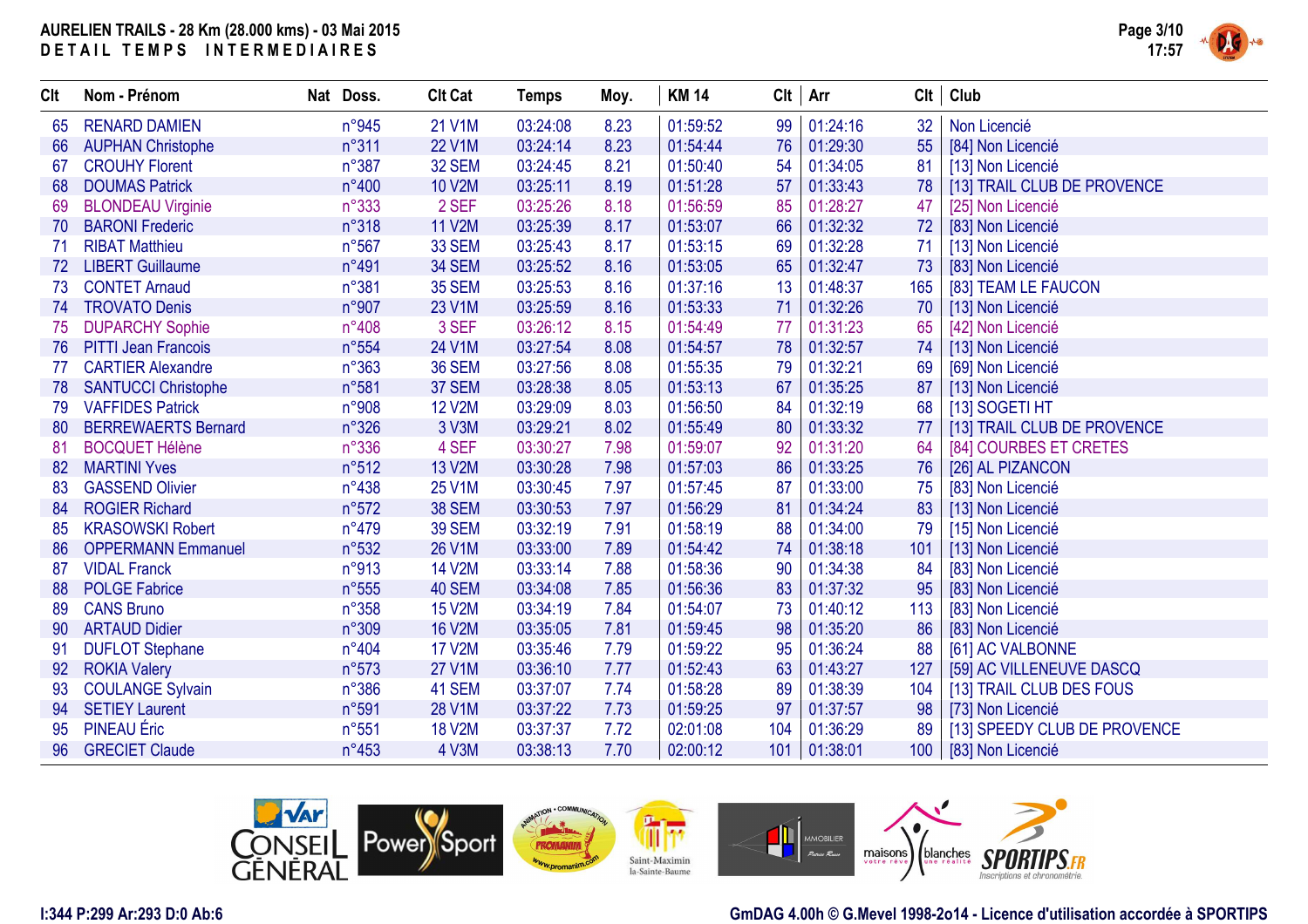# AURELIEN TRAILS - 28 Km (28.000 kms) - 03 Mai 2015

DETAIL TEMPS INTERMEDIAIRES

| Clt | Nom - Prénom | Nat | Doss. | Clt Cat | Temps | Moy. | KM 14 | Clt | Arr | Clt | Club |
|---|---|---|---|---|---|---|---|---|---|---|---|
| 65 | RENARD DAMIEN | | n°945 | 21 V1M | 03:24:08 | 8.23 | 01:59:52 | 99 | 01:24:16 | 32 | Non Licencié |
| 66 | AUPHAN Christophe | | n°311 | 22 V1M | 03:24:14 | 8.23 | 01:54:44 | 76 | 01:29:30 | 55 | [84] Non Licencié |
| 67 | CROUHY Florent | | n°387 | 32 SEM | 03:24:45 | 8.21 | 01:50:40 | 54 | 01:34:05 | 81 | [13] Non Licencié |
| 68 | DOUMAS Patrick | | n°400 | 10 V2M | 03:25:11 | 8.19 | 01:51:28 | 57 | 01:33:43 | 78 | [13] TRAIL CLUB DE PROVENCE |
| 69 | BLONDEAU Virginie | | n°333 | 2 SEF | 03:25:26 | 8.18 | 01:56:59 | 85 | 01:28:27 | 47 | [25] Non Licencié |
| 70 | BARONI Frederic | | n°318 | 11 V2M | 03:25:39 | 8.17 | 01:53:07 | 66 | 01:32:32 | 72 | [83] Non Licencié |
| 71 | RIBAT Matthieu | | n°567 | 33 SEM | 03:25:43 | 8.17 | 01:53:15 | 69 | 01:32:28 | 71 | [13] Non Licencié |
| 72 | LIBERT Guillaume | | n°491 | 34 SEM | 03:25:52 | 8.16 | 01:53:05 | 65 | 01:32:47 | 73 | [83] Non Licencié |
| 73 | CONTET Arnaud | | n°381 | 35 SEM | 03:25:53 | 8.16 | 01:37:16 | 13 | 01:48:37 | 165 | [83] TEAM LE FAUCON |
| 74 | TROVATO Denis | | n°907 | 23 V1M | 03:25:59 | 8.16 | 01:53:33 | 71 | 01:32:26 | 70 | [13] Non Licencié |
| 75 | DUPARCHY Sophie | | n°408 | 3 SEF | 03:26:12 | 8.15 | 01:54:49 | 77 | 01:31:23 | 65 | [42] Non Licencié |
| 76 | PITTI Jean Francois | | n°554 | 24 V1M | 03:27:54 | 8.08 | 01:54:57 | 78 | 01:32:57 | 74 | [13] Non Licencié |
| 77 | CARTIER Alexandre | | n°363 | 36 SEM | 03:27:56 | 8.08 | 01:55:35 | 79 | 01:32:21 | 69 | [69] Non Licencié |
| 78 | SANTUCCI Christophe | | n°581 | 37 SEM | 03:28:38 | 8.05 | 01:53:13 | 67 | 01:35:25 | 87 | [13] Non Licencié |
| 79 | VAFFIDES Patrick | | n°908 | 12 V2M | 03:29:09 | 8.03 | 01:56:50 | 84 | 01:32:19 | 68 | [13] SOGETI HT |
| 80 | BERREWAERTS Bernard | | n°326 | 3 V3M | 03:29:21 | 8.02 | 01:55:49 | 80 | 01:33:32 | 77 | [13] TRAIL CLUB DE PROVENCE |
| 81 | BOCQUET Hélène | | n°336 | 4 SEF | 03:30:27 | 7.98 | 01:59:07 | 92 | 01:31:20 | 64 | [84] COURBES ET CRETES |
| 82 | MARTINI Yves | | n°512 | 13 V2M | 03:30:28 | 7.98 | 01:57:03 | 86 | 01:33:25 | 76 | [26] AL PIZANCON |
| 83 | GASSEND Olivier | | n°438 | 25 V1M | 03:30:45 | 7.97 | 01:57:45 | 87 | 01:33:00 | 75 | [83] Non Licencié |
| 84 | ROGIER Richard | | n°572 | 38 SEM | 03:30:53 | 7.97 | 01:56:29 | 81 | 01:34:24 | 83 | [13] Non Licencié |
| 85 | KRASOWSKI Robert | | n°479 | 39 SEM | 03:32:19 | 7.91 | 01:58:19 | 88 | 01:34:00 | 79 | [15] Non Licencié |
| 86 | OPPERMANN Emmanuel | | n°532 | 26 V1M | 03:33:00 | 7.89 | 01:54:42 | 74 | 01:38:18 | 101 | [13] Non Licencié |
| 87 | VIDAL Franck | | n°913 | 14 V2M | 03:33:14 | 7.88 | 01:58:36 | 90 | 01:34:38 | 84 | [83] Non Licencié |
| 88 | POLGE Fabrice | | n°555 | 40 SEM | 03:34:08 | 7.85 | 01:56:36 | 83 | 01:37:32 | 95 | [83] Non Licencié |
| 89 | CANS Bruno | | n°358 | 15 V2M | 03:34:19 | 7.84 | 01:54:07 | 73 | 01:40:12 | 113 | [83] Non Licencié |
| 90 | ARTAUD Didier | | n°309 | 16 V2M | 03:35:05 | 7.81 | 01:59:45 | 98 | 01:35:20 | 86 | [83] Non Licencié |
| 91 | DUFLOT Stephane | | n°404 | 17 V2M | 03:35:46 | 7.79 | 01:59:22 | 95 | 01:36:24 | 88 | [61] AC VALBONNE |
| 92 | ROKIA Valery | | n°573 | 27 V1M | 03:36:10 | 7.77 | 01:52:43 | 63 | 01:43:27 | 127 | [59] AC VILLENEUVE DASCQ |
| 93 | COULANGE Sylvain | | n°386 | 41 SEM | 03:37:07 | 7.74 | 01:58:28 | 89 | 01:38:39 | 104 | [13] TRAIL CLUB DES FOUS |
| 94 | SETIEY Laurent | | n°591 | 28 V1M | 03:37:22 | 7.73 | 01:59:25 | 97 | 01:37:57 | 98 | [73] Non Licencié |
| 95 | PINEAU Éric | | n°551 | 18 V2M | 03:37:37 | 7.72 | 02:01:08 | 104 | 01:36:29 | 89 | [13] SPEEDY CLUB DE PROVENCE |
| 96 | GRECIET Claude | | n°453 | 4 V3M | 03:38:13 | 7.70 | 02:00:12 | 101 | 01:38:01 | 100 | [83] Non Licencié |

I:344 P:299 Ar:293 D:0 Ab:6

GmDAG 4.00h © G.Mevel 1998-2o14 - Licence d'utilisation accordée à SPORTIPS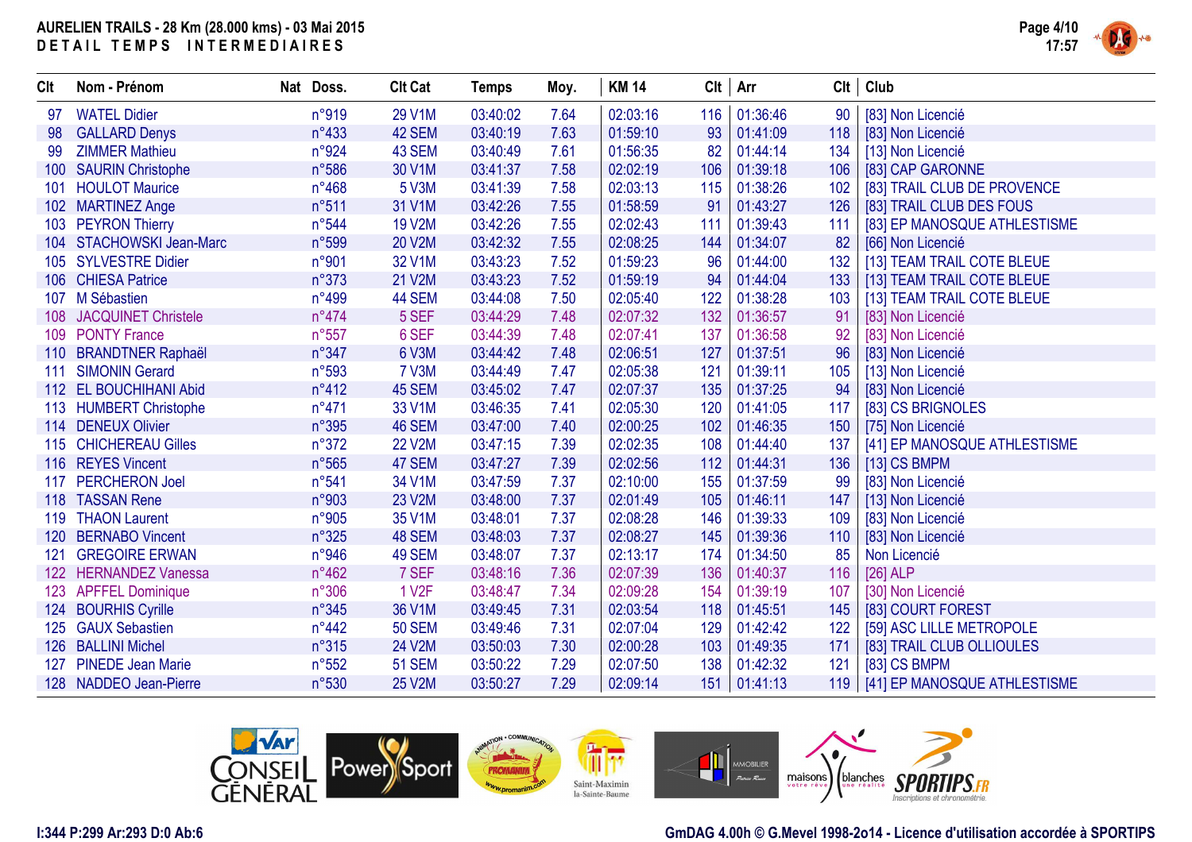**AURELIEN TRAILS - 28 Km (28.000 kms) - 03 Mai 2015**
**DETAIL TEMPS INTERMEDIAIRES**

| Clt | Nom - Prénom | Nat | Doss. | Clt Cat | Temps | Moy. | KM 14 | Clt | Arr | Clt | Club |
|---|---|---|---|---|---|---|---|---|---|---|---|
| 97 | WATEL Didier | | n°919 | 29 V1M | 03:40:02 | 7.64 | 02:03:16 | 116 | 01:36:46 | 90 | [83] Non Licencié |
| 98 | GALLARD Denys | | n°433 | 42 SEM | 03:40:19 | 7.63 | 01:59:10 | 93 | 01:41:09 | 118 | [83] Non Licencié |
| 99 | ZIMMER Mathieu | | n°924 | 43 SEM | 03:40:49 | 7.61 | 01:56:35 | 82 | 01:44:14 | 134 | [13] Non Licencié |
| 100 | SAURIN Christophe | | n°586 | 30 V1M | 03:41:37 | 7.58 | 02:02:19 | 106 | 01:39:18 | 106 | [83] CAP GARONNE |
| 101 | HOULOT Maurice | | n°468 | 5 V3M | 03:41:39 | 7.58 | 02:03:13 | 115 | 01:38:26 | 102 | [83] TRAIL CLUB DE PROVENCE |
| 102 | MARTINEZ Ange | | n°511 | 31 V1M | 03:42:26 | 7.55 | 01:58:59 | 91 | 01:43:27 | 126 | [83] TRAIL CLUB DES FOUS |
| 103 | PEYRON Thierry | | n°544 | 19 V2M | 03:42:26 | 7.55 | 02:02:43 | 111 | 01:39:43 | 111 | [83] EP MANOSQUE ATHLESTISME |
| 104 | STACHOWSKI Jean-Marc | | n°599 | 20 V2M | 03:42:32 | 7.55 | 02:08:25 | 144 | 01:34:07 | 82 | [66] Non Licencié |
| 105 | SYLVESTRE Didier | | n°901 | 32 V1M | 03:43:23 | 7.52 | 01:59:23 | 96 | 01:44:00 | 132 | [13] TEAM TRAIL COTE BLEUE |
| 106 | CHIESA Patrice | | n°373 | 21 V2M | 03:43:23 | 7.52 | 01:59:19 | 94 | 01:44:04 | 133 | [13] TEAM TRAIL COTE BLEUE |
| 107 | M Sébastien | | n°499 | 44 SEM | 03:44:08 | 7.50 | 02:05:40 | 122 | 01:38:28 | 103 | [13] TEAM TRAIL COTE BLEUE |
| 108 | JACQUINET Christele | | n°474 | 5 SEF | 03:44:29 | 7.48 | 02:07:32 | 132 | 01:36:57 | 91 | [83] Non Licencié |
| 109 | PONTY France | | n°557 | 6 SEF | 03:44:39 | 7.48 | 02:07:41 | 137 | 01:36:58 | 92 | [83] Non Licencié |
| 110 | BRANDTNER Raphaël | | n°347 | 6 V3M | 03:44:42 | 7.48 | 02:06:51 | 127 | 01:37:51 | 96 | [83] Non Licencié |
| 111 | SIMONIN Gerard | | n°593 | 7 V3M | 03:44:49 | 7.47 | 02:05:38 | 121 | 01:39:11 | 105 | [13] Non Licencié |
| 112 | EL BOUCHIHANI Abid | | n°412 | 45 SEM | 03:45:02 | 7.47 | 02:07:37 | 135 | 01:37:25 | 94 | [83] Non Licencié |
| 113 | HUMBERT Christophe | | n°471 | 33 V1M | 03:46:35 | 7.41 | 02:05:30 | 120 | 01:41:05 | 117 | [83] CS BRIGNOLES |
| 114 | DENEUX Olivier | | n°395 | 46 SEM | 03:47:00 | 7.40 | 02:00:25 | 102 | 01:46:35 | 150 | [75] Non Licencié |
| 115 | CHICHEREAU Gilles | | n°372 | 22 V2M | 03:47:15 | 7.39 | 02:02:35 | 108 | 01:44:40 | 137 | [41] EP MANOSQUE ATHLESTISME |
| 116 | REYES Vincent | | n°565 | 47 SEM | 03:47:27 | 7.39 | 02:02:56 | 112 | 01:44:31 | 136 | [13] CS BMPM |
| 117 | PERCHERON Joel | | n°541 | 34 V1M | 03:47:59 | 7.37 | 02:10:00 | 155 | 01:37:59 | 99 | [83] Non Licencié |
| 118 | TASSAN Rene | | n°903 | 23 V2M | 03:48:00 | 7.37 | 02:01:49 | 105 | 01:46:11 | 147 | [13] Non Licencié |
| 119 | THAON Laurent | | n°905 | 35 V1M | 03:48:01 | 7.37 | 02:08:28 | 146 | 01:39:33 | 109 | [83] Non Licencié |
| 120 | BERNABO Vincent | | n°325 | 48 SEM | 03:48:03 | 7.37 | 02:08:27 | 145 | 01:39:36 | 110 | [83] Non Licencié |
| 121 | GREGOIRE ERWAN | | n°946 | 49 SEM | 03:48:07 | 7.37 | 02:13:17 | 174 | 01:34:50 | 85 | Non Licencié |
| 122 | HERNANDEZ Vanessa | | n°462 | 7 SEF | 03:48:16 | 7.36 | 02:07:39 | 136 | 01:40:37 | 116 | [26] ALP |
| 123 | APFFEL Dominique | | n°306 | 1 V2F | 03:48:47 | 7.34 | 02:09:28 | 154 | 01:39:19 | 107 | [30] Non Licencié |
| 124 | BOURHIS Cyrille | | n°345 | 36 V1M | 03:49:45 | 7.31 | 02:03:54 | 118 | 01:45:51 | 145 | [83] COURT FOREST |
| 125 | GAUX Sebastien | | n°442 | 50 SEM | 03:49:46 | 7.31 | 02:07:04 | 129 | 01:42:42 | 122 | [59] ASC LILLE METROPOLE |
| 126 | BALLINI Michel | | n°315 | 24 V2M | 03:50:03 | 7.30 | 02:00:28 | 103 | 01:49:35 | 171 | [83] TRAIL CLUB OLLIOULES |
| 127 | PINEDE Jean Marie | | n°552 | 51 SEM | 03:50:22 | 7.29 | 02:07:50 | 138 | 01:42:32 | 121 | [83] CS BMPM |
| 128 | NADDEO Jean-Pierre | | n°530 | 25 V2M | 03:50:27 | 7.29 | 02:09:14 | 151 | 01:41:13 | 119 | [41] EP MANOSQUE ATHLESTISME |

I:344 P:299 Ar:293 D:0 Ab:6

GmDAG 4.00h © G.Mevel 1998-2o14 - Licence d'utilisation accordée à SPORTIPS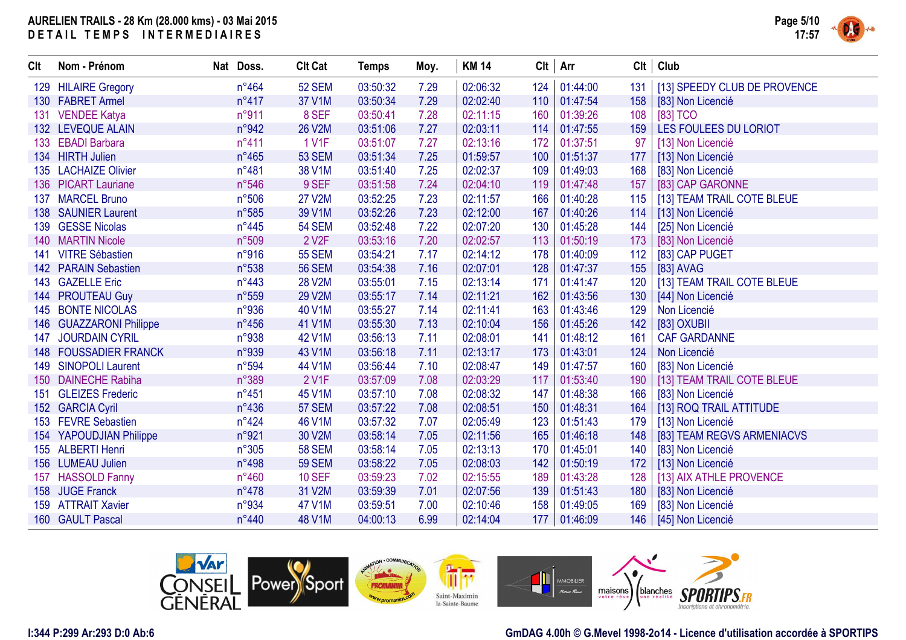# AURELIEN TRAILS - 28 Km (28.000 kms) - 03 Mai 2015

## DETAIL TEMPS INTERMEDIAIRES

| Clt | Nom - Prénom | Nat | Doss. | Clt Cat | Temps | Moy. | KM 14 | Clt | Arr | Clt | Club |
|---|---|---|---|---|---|---|---|---|---|---|---|
| 129 | HILAIRE Gregory | | n°464 | 52 SEM | 03:50:32 | 7.29 | 02:06:32 | 124 | 01:44:00 | 131 | [13] SPEEDY CLUB DE PROVENCE |
| 130 | FABRET Armel | | n°417 | 37 V1M | 03:50:34 | 7.29 | 02:02:40 | 110 | 01:47:54 | 158 | [83] Non Licencié |
| 131 | VENDEE Katya | | n°911 | 8 SEF | 03:50:41 | 7.28 | 02:11:15 | 160 | 01:39:26 | 108 | [83] TCO |
| 132 | LEVEQUE ALAIN | | n°942 | 26 V2M | 03:51:06 | 7.27 | 02:03:11 | 114 | 01:47:55 | 159 | LES FOULEES DU LORIOT |
| 133 | EBADI Barbara | | n°411 | 1 V1F | 03:51:07 | 7.27 | 02:13:16 | 172 | 01:37:51 | 97 | [13] Non Licencié |
| 134 | HIRTH Julien | | n°465 | 53 SEM | 03:51:34 | 7.25 | 01:59:57 | 100 | 01:51:37 | 177 | [13] Non Licencié |
| 135 | LACHAIZE Olivier | | n°481 | 38 V1M | 03:51:40 | 7.25 | 02:02:37 | 109 | 01:49:03 | 168 | [83] Non Licencié |
| 136 | PICART Lauriane | | n°546 | 9 SEF | 03:51:58 | 7.24 | 02:04:10 | 119 | 01:47:48 | 157 | [83] CAP GARONNE |
| 137 | MARCEL Bruno | | n°506 | 27 V2M | 03:52:25 | 7.23 | 02:11:57 | 166 | 01:40:28 | 115 | [13] TEAM TRAIL COTE BLEUE |
| 138 | SAUNIER Laurent | | n°585 | 39 V1M | 03:52:26 | 7.23 | 02:12:00 | 167 | 01:40:26 | 114 | [13] Non Licencié |
| 139 | GESSE Nicolas | | n°445 | 54 SEM | 03:52:48 | 7.22 | 02:07:20 | 130 | 01:45:28 | 144 | [25] Non Licencié |
| 140 | MARTIN Nicole | | n°509 | 2 V2F | 03:53:16 | 7.20 | 02:02:57 | 113 | 01:50:19 | 173 | [83] Non Licencié |
| 141 | VITRE Sébastien | | n°916 | 55 SEM | 03:54:21 | 7.17 | 02:14:12 | 178 | 01:40:09 | 112 | [83] CAP PUGET |
| 142 | PARAIN Sebastien | | n°538 | 56 SEM | 03:54:38 | 7.16 | 02:07:01 | 128 | 01:47:37 | 155 | [83] AVAG |
| 143 | GAZELLE Eric | | n°443 | 28 V2M | 03:55:01 | 7.15 | 02:13:14 | 171 | 01:41:47 | 120 | [13] TEAM TRAIL COTE BLEUE |
| 144 | PROUTEAU Guy | | n°559 | 29 V2M | 03:55:17 | 7.14 | 02:11:21 | 162 | 01:43:56 | 130 | [44] Non Licencié |
| 145 | BONTE NICOLAS | | n°936 | 40 V1M | 03:55:27 | 7.14 | 02:11:41 | 163 | 01:43:46 | 129 | Non Licencié |
| 146 | GUAZZARONI Philippe | | n°456 | 41 V1M | 03:55:30 | 7.13 | 02:10:04 | 156 | 01:45:26 | 142 | [83] OXUBII |
| 147 | JOURDAIN CYRIL | | n°938 | 42 V1M | 03:56:13 | 7.11 | 02:08:01 | 141 | 01:48:12 | 161 | CAF GARDANNE |
| 148 | FOUSSADIER FRANCK | | n°939 | 43 V1M | 03:56:18 | 7.11 | 02:13:17 | 173 | 01:43:01 | 124 | Non Licencié |
| 149 | SINOPOLI Laurent | | n°594 | 44 V1M | 03:56:44 | 7.10 | 02:08:47 | 149 | 01:47:57 | 160 | [83] Non Licencié |
| 150 | DAINECHE Rabiha | | n°389 | 2 V1F | 03:57:09 | 7.08 | 02:03:29 | 117 | 01:53:40 | 190 | [13] TEAM TRAIL COTE BLEUE |
| 151 | GLEIZES Frederic | | n°451 | 45 V1M | 03:57:10 | 7.08 | 02:08:32 | 147 | 01:48:38 | 166 | [83] Non Licencié |
| 152 | GARCIA Cyril | | n°436 | 57 SEM | 03:57:22 | 7.08 | 02:08:51 | 150 | 01:48:31 | 164 | [13] ROQ TRAIL ATTITUDE |
| 153 | FEVRE Sebastien | | n°424 | 46 V1M | 03:57:32 | 7.07 | 02:05:49 | 123 | 01:51:43 | 179 | [13] Non Licencié |
| 154 | YAPOUDJIAN Philippe | | n°921 | 30 V2M | 03:58:14 | 7.05 | 02:11:56 | 165 | 01:46:18 | 148 | [83] TEAM REGVS ARMENIACVS |
| 155 | ALBERTI Henri | | n°305 | 58 SEM | 03:58:14 | 7.05 | 02:13:13 | 170 | 01:45:01 | 140 | [83] Non Licencié |
| 156 | LUMEAU Julien | | n°498 | 59 SEM | 03:58:22 | 7.05 | 02:08:03 | 142 | 01:50:19 | 172 | [13] Non Licencié |
| 157 | HASSOLD Fanny | | n°460 | 10 SEF | 03:59:23 | 7.02 | 02:15:55 | 189 | 01:43:28 | 128 | [13] AIX ATHLE PROVENCE |
| 158 | JUGE Franck | | n°478 | 31 V2M | 03:59:39 | 7.01 | 02:07:56 | 139 | 01:51:43 | 180 | [83] Non Licencié |
| 159 | ATTRAIT Xavier | | n°934 | 47 V1M | 03:59:51 | 7.00 | 02:10:46 | 158 | 01:49:05 | 169 | [83] Non Licencié |
| 160 | GAULT Pascal | | n°440 | 48 V1M | 04:00:13 | 6.99 | 02:14:04 | 177 | 01:46:09 | 146 | [45] Non Licencié |

I:344 P:299 Ar:293 D:0 Ab:6

GmDAG 4.00h © G.Mevel 1998-2o14 - Licence d'utilisation accordée à SPORTIPS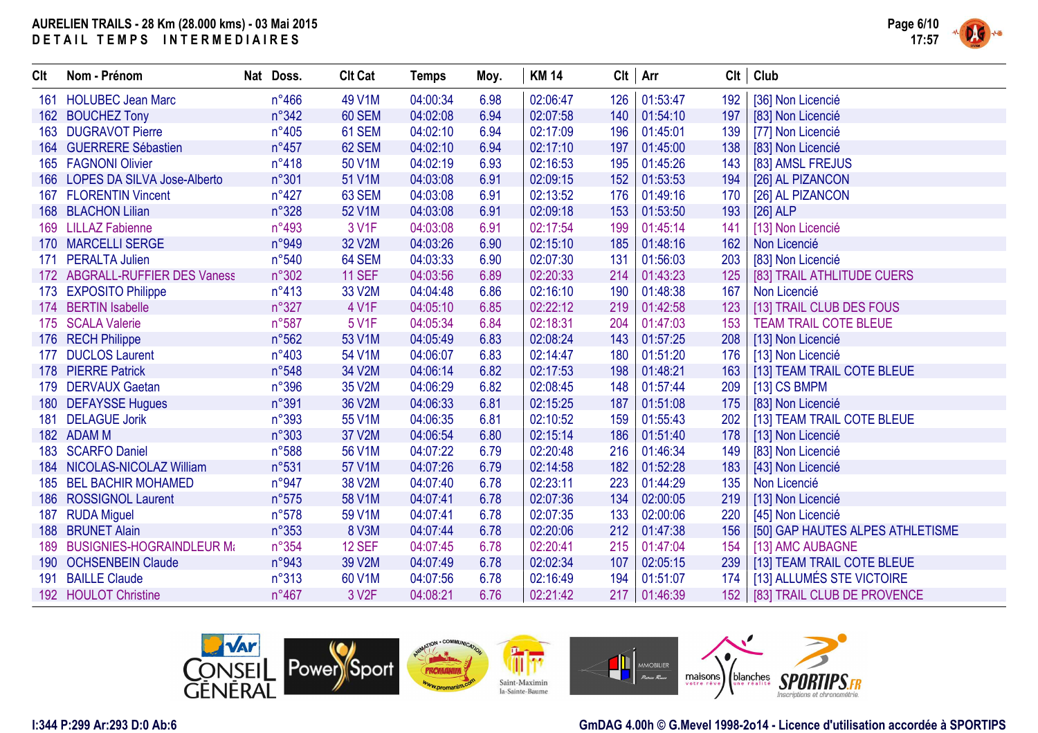**AURELIEN TRAILS - 28 Km (28.000 kms) - 03 Mai 2015**

**DETAIL TEMPS INTERMEDIAIRES**

| Clt | Nom - Prénom | Nat | Doss. | Clt Cat | Temps | Moy. | KM 14 | Clt | Arr | Clt | Club |
|---|---|---|---|---|---|---|---|---|---|---|---|
| 161 | HOLUBEC Jean Marc | | n°466 | 49 V1M | 04:00:34 | 6.98 | 02:06:47 | 126 | 01:53:47 | 192 | [36] Non Licencié |
| 162 | BOUCHEZ Tony | | n°342 | 60 SEM | 04:02:08 | 6.94 | 02:07:58 | 140 | 01:54:10 | 197 | [83] Non Licencié |
| 163 | DUGRAVOT Pierre | | n°405 | 61 SEM | 04:02:10 | 6.94 | 02:17:09 | 196 | 01:45:01 | 139 | [77] Non Licencié |
| 164 | GUERRERE Sébastien | | n°457 | 62 SEM | 04:02:10 | 6.94 | 02:17:10 | 197 | 01:45:00 | 138 | [83] Non Licencié |
| 165 | FAGNONI Olivier | | n°418 | 50 V1M | 04:02:19 | 6.93 | 02:16:53 | 195 | 01:45:26 | 143 | [83] AMSL FREJUS |
| 166 | LOPES DA SILVA Jose-Alberto | | n°301 | 51 V1M | 04:03:08 | 6.91 | 02:09:15 | 152 | 01:53:53 | 194 | [26] AL PIZANCON |
| 167 | FLORENTIN Vincent | | n°427 | 63 SEM | 04:03:08 | 6.91 | 02:13:52 | 176 | 01:49:16 | 170 | [26] AL PIZANCON |
| 168 | BLACHON Lilian | | n°328 | 52 V1M | 04:03:08 | 6.91 | 02:09:18 | 153 | 01:53:50 | 193 | [26] ALP |
| 169 | LILLAZ Fabienne | | n°493 | 3 V1F | 04:03:08 | 6.91 | 02:17:54 | 199 | 01:45:14 | 141 | [13] Non Licencié |
| 170 | MARCELLI SERGE | | n°949 | 32 V2M | 04:03:26 | 6.90 | 02:15:10 | 185 | 01:48:16 | 162 | Non Licencié |
| 171 | PERALTA Julien | | n°540 | 64 SEM | 04:03:33 | 6.90 | 02:07:30 | 131 | 01:56:03 | 203 | [83] Non Licencié |
| 172 | ABGRALL-RUFFIER DES Vaness | | n°302 | 11 SEF | 04:03:56 | 6.89 | 02:20:33 | 214 | 01:43:23 | 125 | [83] TRAIL ATHLITUDE CUERS |
| 173 | EXPOSITO Philippe | | n°413 | 33 V2M | 04:04:48 | 6.86 | 02:16:10 | 190 | 01:48:38 | 167 | Non Licencié |
| 174 | BERTIN Isabelle | | n°327 | 4 V1F | 04:05:10 | 6.85 | 02:22:12 | 219 | 01:42:58 | 123 | [13] TRAIL CLUB DES FOUS |
| 175 | SCALA Valerie | | n°587 | 5 V1F | 04:05:34 | 6.84 | 02:18:31 | 204 | 01:47:03 | 153 | TEAM TRAIL COTE BLEUE |
| 176 | RECH Philippe | | n°562 | 53 V1M | 04:05:49 | 6.83 | 02:08:24 | 143 | 01:57:25 | 208 | [13] Non Licencié |
| 177 | DUCLOS Laurent | | n°403 | 54 V1M | 04:06:07 | 6.83 | 02:14:47 | 180 | 01:51:20 | 176 | [13] Non Licencié |
| 178 | PIERRE Patrick | | n°548 | 34 V2M | 04:06:14 | 6.82 | 02:17:53 | 198 | 01:48:21 | 163 | [13] TEAM TRAIL COTE BLEUE |
| 179 | DERVAUX Gaetan | | n°396 | 35 V2M | 04:06:29 | 6.82 | 02:08:45 | 148 | 01:57:44 | 209 | [13] CS BMPM |
| 180 | DEFAYSSE Hugues | | n°391 | 36 V2M | 04:06:33 | 6.81 | 02:15:25 | 187 | 01:51:08 | 175 | [83] Non Licencié |
| 181 | DELAGUE Jorik | | n°393 | 55 V1M | 04:06:35 | 6.81 | 02:10:52 | 159 | 01:55:43 | 202 | [13] TEAM TRAIL COTE BLEUE |
| 182 | ADAM M | | n°303 | 37 V2M | 04:06:54 | 6.80 | 02:15:14 | 186 | 01:51:40 | 178 | [13] Non Licencié |
| 183 | SCARFO Daniel | | n°588 | 56 V1M | 04:07:22 | 6.79 | 02:20:48 | 216 | 01:46:34 | 149 | [83] Non Licencié |
| 184 | NICOLAS-NICOLAZ William | | n°531 | 57 V1M | 04:07:26 | 6.79 | 02:14:58 | 182 | 01:52:28 | 183 | [43] Non Licencié |
| 185 | BEL BACHIR MOHAMED | | n°947 | 38 V2M | 04:07:40 | 6.78 | 02:23:11 | 223 | 01:44:29 | 135 | Non Licencié |
| 186 | ROSSIGNOL Laurent | | n°575 | 58 V1M | 04:07:41 | 6.78 | 02:07:36 | 134 | 02:00:05 | 219 | [13] Non Licencié |
| 187 | RUDA Miguel | | n°578 | 59 V1M | 04:07:41 | 6.78 | 02:07:35 | 133 | 02:00:06 | 220 | [45] Non Licencié |
| 188 | BRUNET Alain | | n°353 | 8 V3M | 04:07:44 | 6.78 | 02:20:06 | 212 | 01:47:38 | 156 | [50] GAP HAUTES ALPES ATHLETISME |
| 189 | BUSIGNIES-HOGRAINDLEUR M | | n°354 | 12 SEF | 04:07:45 | 6.78 | 02:20:41 | 215 | 01:47:04 | 154 | [13] AMC AUBAGNE |
| 190 | OCHSENBEIN Claude | | n°943 | 39 V2M | 04:07:49 | 6.78 | 02:02:34 | 107 | 02:05:15 | 239 | [13] TEAM TRAIL COTE BLEUE |
| 191 | BAILLE Claude | | n°313 | 60 V1M | 04:07:56 | 6.78 | 02:16:49 | 194 | 01:51:07 | 174 | [13] ALLUMÉS STE VICTOIRE |
| 192 | HOULOT Christine | | n°467 | 3 V2F | 04:08:21 | 6.76 | 02:21:42 | 217 | 01:46:39 | 152 | [83] TRAIL CLUB DE PROVENCE |

I:344 P:299 Ar:293 D:0 Ab:6

GmDAG 4.00h © G.Mevel 1998-2o14 - Licence d'utilisation accordée à SPORTIPS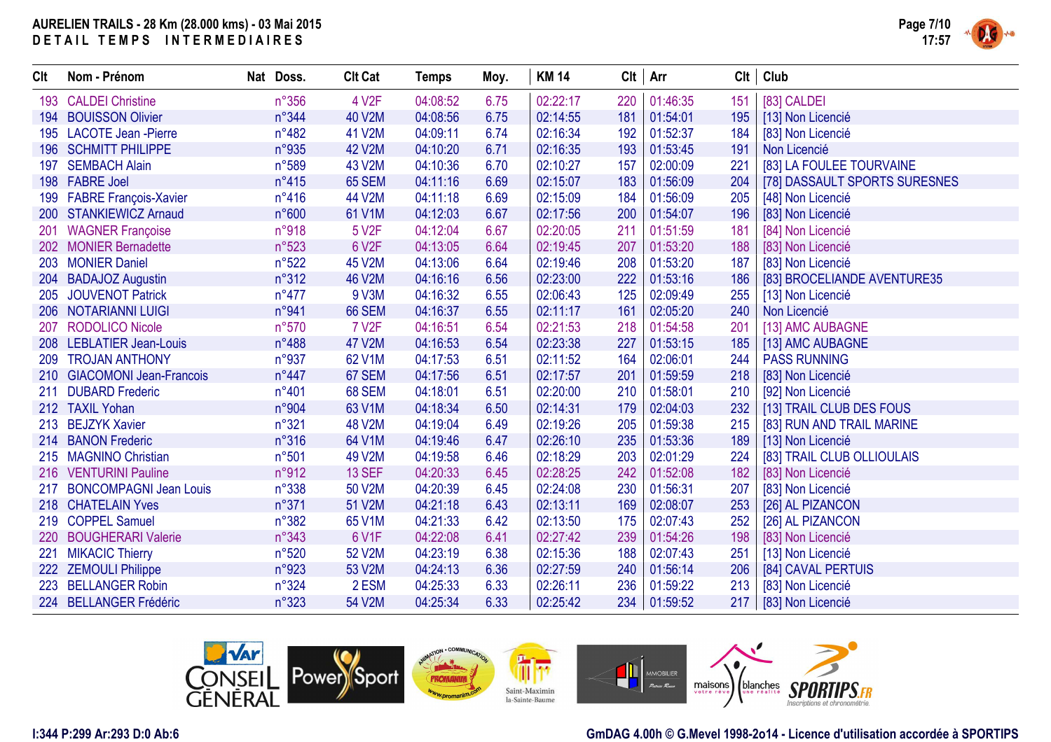AURELIEN TRAILS - 28 Km (28.000 kms) - 03 Mai 2015
DETAIL TEMPS INTERMEDIAIRES

| Clt | Nom - Prénom | Nat | Doss. | Clt Cat | Temps | Moy. | KM 14 | Clt | Arr | Clt | Club |
|---|---|---|---|---|---|---|---|---|---|---|---|
| 193 | CALDEI Christine | | n°356 | 4 V2F | 04:08:52 | 6.75 | 02:22:17 | 220 | 01:46:35 | 151 | [83] CALDEI |
| 194 | BOUISSON Olivier | | n°344 | 40 V2M | 04:08:56 | 6.75 | 02:14:55 | 181 | 01:54:01 | 195 | [13] Non Licencié |
| 195 | LACOTE Jean -Pierre | | n°482 | 41 V2M | 04:09:11 | 6.74 | 02:16:34 | 192 | 01:52:37 | 184 | [83] Non Licencié |
| 196 | SCHMITT PHILIPPE | | n°935 | 42 V2M | 04:10:20 | 6.71 | 02:16:35 | 193 | 01:53:45 | 191 | Non Licencié |
| 197 | SEMBACH Alain | | n°589 | 43 V2M | 04:10:36 | 6.70 | 02:10:27 | 157 | 02:00:09 | 221 | [83] LA FOULEE TOURVAINE |
| 198 | FABRE Joel | | n°415 | 65 SEM | 04:11:16 | 6.69 | 02:15:07 | 183 | 01:56:09 | 204 | [78] DASSAULT SPORTS SURESNES |
| 199 | FABRE François-Xavier | | n°416 | 44 V2M | 04:11:18 | 6.69 | 02:15:09 | 184 | 01:56:09 | 205 | [48] Non Licencié |
| 200 | STANKIEWICZ Arnaud | | n°600 | 61 V1M | 04:12:03 | 6.67 | 02:17:56 | 200 | 01:54:07 | 196 | [83] Non Licencié |
| 201 | WAGNER Françoise | | n°918 | 5 V2F | 04:12:04 | 6.67 | 02:20:05 | 211 | 01:51:59 | 181 | [84] Non Licencié |
| 202 | MONIER Bernadette | | n°523 | 6 V2F | 04:13:05 | 6.64 | 02:19:45 | 207 | 01:53:20 | 188 | [83] Non Licencié |
| 203 | MONIER Daniel | | n°522 | 45 V2M | 04:13:06 | 6.64 | 02:19:46 | 208 | 01:53:20 | 187 | [83] Non Licencié |
| 204 | BADAJOZ Augustin | | n°312 | 46 V2M | 04:16:16 | 6.56 | 02:23:00 | 222 | 01:53:16 | 186 | [83] BROCELIANDE AVENTURE35 |
| 205 | JOUVENOT Patrick | | n°477 | 9 V3M | 04:16:32 | 6.55 | 02:06:43 | 125 | 02:09:49 | 255 | [13] Non Licencié |
| 206 | NOTARIANNI LUIGI | | n°941 | 66 SEM | 04:16:37 | 6.55 | 02:11:17 | 161 | 02:05:20 | 240 | Non Licencié |
| 207 | RODOLICO Nicole | | n°570 | 7 V2F | 04:16:51 | 6.54 | 02:21:53 | 218 | 01:54:58 | 201 | [13] AMC AUBAGNE |
| 208 | LEBLATIER Jean-Louis | | n°488 | 47 V2M | 04:16:53 | 6.54 | 02:23:38 | 227 | 01:53:15 | 185 | [13] AMC AUBAGNE |
| 209 | TROJAN ANTHONY | | n°937 | 62 V1M | 04:17:53 | 6.51 | 02:11:52 | 164 | 02:06:01 | 244 | PASS RUNNING |
| 210 | GIACOMONI Jean-Francois | | n°447 | 67 SEM | 04:17:56 | 6.51 | 02:17:57 | 201 | 01:59:59 | 218 | [83] Non Licencié |
| 211 | DUBARD Frederic | | n°401 | 68 SEM | 04:18:01 | 6.51 | 02:20:00 | 210 | 01:58:01 | 210 | [92] Non Licencié |
| 212 | TAXIL Yohan | | n°904 | 63 V1M | 04:18:34 | 6.50 | 02:14:31 | 179 | 02:04:03 | 232 | [13] TRAIL CLUB DES FOUS |
| 213 | BEJZYK Xavier | | n°321 | 48 V2M | 04:19:04 | 6.49 | 02:19:26 | 205 | 01:59:38 | 215 | [83] RUN AND TRAIL MARINE |
| 214 | BANON Frederic | | n°316 | 64 V1M | 04:19:46 | 6.47 | 02:26:10 | 235 | 01:53:36 | 189 | [13] Non Licencié |
| 215 | MAGNINO Christian | | n°501 | 49 V2M | 04:19:58 | 6.46 | 02:18:29 | 203 | 02:01:29 | 224 | [83] TRAIL CLUB OLLIOULAIS |
| 216 | VENTURINI Pauline | | n°912 | 13 SEF | 04:20:33 | 6.45 | 02:28:25 | 242 | 01:52:08 | 182 | [83] Non Licencié |
| 217 | BONCOMPAGNI Jean Louis | | n°338 | 50 V2M | 04:20:39 | 6.45 | 02:24:08 | 230 | 01:56:31 | 207 | [83] Non Licencié |
| 218 | CHATELAIN Yves | | n°371 | 51 V2M | 04:21:18 | 6.43 | 02:13:11 | 169 | 02:08:07 | 253 | [26] AL PIZANCON |
| 219 | COPPEL Samuel | | n°382 | 65 V1M | 04:21:33 | 6.42 | 02:13:50 | 175 | 02:07:43 | 252 | [26] AL PIZANCON |
| 220 | BOUGHERARI Valerie | | n°343 | 6 V1F | 04:22:08 | 6.41 | 02:27:42 | 239 | 01:54:26 | 198 | [83] Non Licencié |
| 221 | MIKACIC Thierry | | n°520 | 52 V2M | 04:23:19 | 6.38 | 02:15:36 | 188 | 02:07:43 | 251 | [13] Non Licencié |
| 222 | ZEMOULI Philippe | | n°923 | 53 V2M | 04:24:13 | 6.36 | 02:27:59 | 240 | 01:56:14 | 206 | [84] CAVAL PERTUIS |
| 223 | BELLANGER Robin | | n°324 | 2 ESM | 04:25:33 | 6.33 | 02:26:11 | 236 | 01:59:22 | 213 | [83] Non Licencié |
| 224 | BELLANGER Frédéric | | n°323 | 54 V2M | 04:25:34 | 6.33 | 02:25:42 | 234 | 01:59:52 | 217 | [83] Non Licencié |

I:344 P:299 Ar:293 D:0 Ab:6

GmDAG 4.00h © G.Mevel 1998-2o14 - Licence d'utilisation accordée à SPORTIPS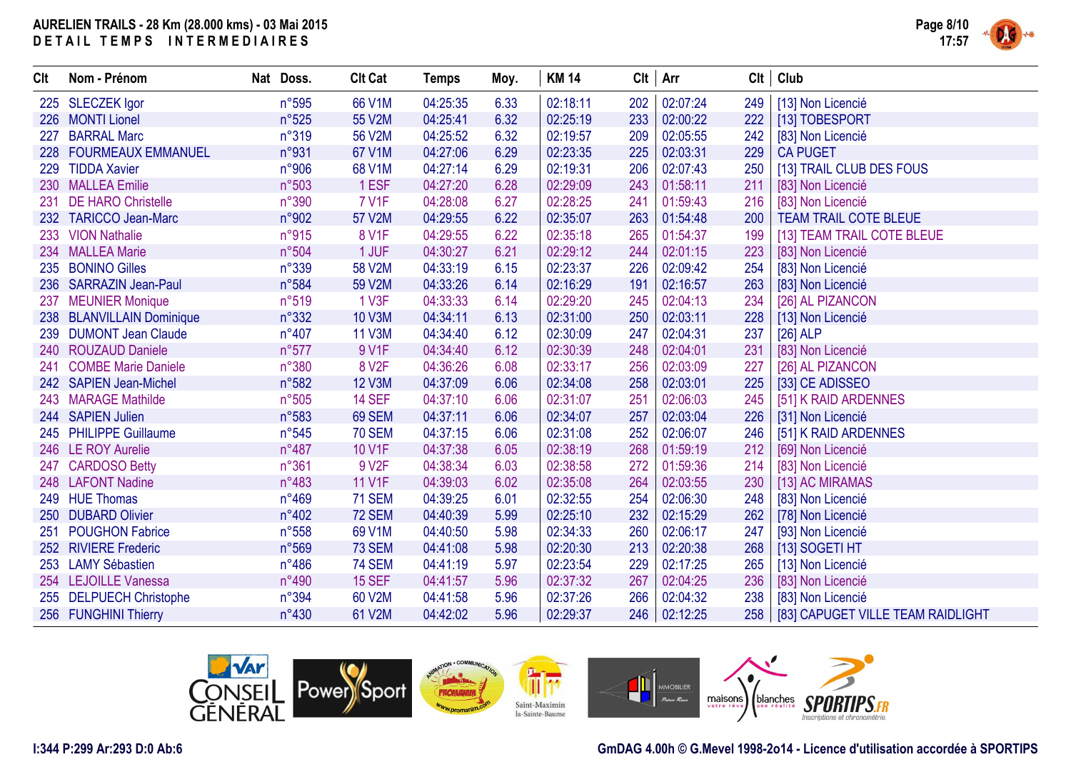# AURELIEN TRAILS - 28 Km (28.000 kms) - 03 Mai 2015

## DETAIL TEMPS INTERMEDIAIRES

| Clt | Nom - Prénom | Nat | Doss. | Clt Cat | Temps | Moy. | KM 14 | Clt | Arr | Clt | Club |
|---|---|---|---|---|---|---|---|---|---|---|---|
| 225 | SLECZEK Igor | | n°595 | 66 V1M | 04:25:35 | 6.33 | 02:18:11 | 202 | 02:07:24 | 249 | [13] Non Licencié |
| 226 | MONTI Lionel | | n°525 | 55 V2M | 04:25:41 | 6.32 | 02:25:19 | 233 | 02:00:22 | 222 | [13] TOBESPORT |
| 227 | BARRAL Marc | | n°319 | 56 V2M | 04:25:52 | 6.32 | 02:19:57 | 209 | 02:05:55 | 242 | [83] Non Licencié |
| 228 | FOURMEAUX EMMANUEL | | n°931 | 67 V1M | 04:27:06 | 6.29 | 02:23:35 | 225 | 02:03:31 | 229 | CA PUGET |
| 229 | TIDDA Xavier | | n°906 | 68 V1M | 04:27:14 | 6.29 | 02:19:31 | 206 | 02:07:43 | 250 | [13] TRAIL CLUB DES FOUS |
| 230 | MALLEA Emilie | | n°503 | 1 ESF | 04:27:20 | 6.28 | 02:29:09 | 243 | 01:58:11 | 211 | [83] Non Licencié |
| 231 | DE HARO Christelle | | n°390 | 7 V1F | 04:28:08 | 6.27 | 02:28:25 | 241 | 01:59:43 | 216 | [83] Non Licencié |
| 232 | TARICCO Jean-Marc | | n°902 | 57 V2M | 04:29:55 | 6.22 | 02:35:07 | 263 | 01:54:48 | 200 | TEAM TRAIL COTE BLEUE |
| 233 | VION Nathalie | | n°915 | 8 V1F | 04:29:55 | 6.22 | 02:35:18 | 265 | 01:54:37 | 199 | [13] TEAM TRAIL COTE BLEUE |
| 234 | MALLEA Marie | | n°504 | 1 JUF | 04:30:27 | 6.21 | 02:29:12 | 244 | 02:01:15 | 223 | [83] Non Licencié |
| 235 | BONINO Gilles | | n°339 | 58 V2M | 04:33:19 | 6.15 | 02:23:37 | 226 | 02:09:42 | 254 | [83] Non Licencié |
| 236 | SARRAZIN Jean-Paul | | n°584 | 59 V2M | 04:33:26 | 6.14 | 02:16:29 | 191 | 02:16:57 | 263 | [83] Non Licencié |
| 237 | MEUNIER Monique | | n°519 | 1 V3F | 04:33:33 | 6.14 | 02:29:20 | 245 | 02:04:13 | 234 | [26] AL PIZANCON |
| 238 | BLANVILLAIN Dominique | | n°332 | 10 V3M | 04:34:11 | 6.13 | 02:31:00 | 250 | 02:03:11 | 228 | [13] Non Licencié |
| 239 | DUMONT Jean Claude | | n°407 | 11 V3M | 04:34:40 | 6.12 | 02:30:09 | 247 | 02:04:31 | 237 | [26] ALP |
| 240 | ROUZAUD Daniele | | n°577 | 9 V1F | 04:34:40 | 6.12 | 02:30:39 | 248 | 02:04:01 | 231 | [83] Non Licencié |
| 241 | COMBE Marie Daniele | | n°380 | 8 V2F | 04:36:26 | 6.08 | 02:33:17 | 256 | 02:03:09 | 227 | [26] AL PIZANCON |
| 242 | SAPIEN Jean-Michel | | n°582 | 12 V3M | 04:37:09 | 6.06 | 02:34:08 | 258 | 02:03:01 | 225 | [33] CE ADISSEO |
| 243 | MARAGE Mathilde | | n°505 | 14 SEF | 04:37:10 | 6.06 | 02:31:07 | 251 | 02:06:03 | 245 | [51] K RAID ARDENNES |
| 244 | SAPIEN Julien | | n°583 | 69 SEM | 04:37:11 | 6.06 | 02:34:07 | 257 | 02:03:04 | 226 | [31] Non Licencié |
| 245 | PHILIPPE Guillaume | | n°545 | 70 SEM | 04:37:15 | 6.06 | 02:31:08 | 252 | 02:06:07 | 246 | [51] K RAID ARDENNES |
| 246 | LE ROY Aurelie | | n°487 | 10 V1F | 04:37:38 | 6.05 | 02:38:19 | 268 | 01:59:19 | 212 | [69] Non Licencié |
| 247 | CARDOSO Betty | | n°361 | 9 V2F | 04:38:34 | 6.03 | 02:38:58 | 272 | 01:59:36 | 214 | [83] Non Licencié |
| 248 | LAFONT Nadine | | n°483 | 11 V1F | 04:39:03 | 6.02 | 02:35:08 | 264 | 02:03:55 | 230 | [13] AC MIRAMAS |
| 249 | HUE Thomas | | n°469 | 71 SEM | 04:39:25 | 6.01 | 02:32:55 | 254 | 02:06:30 | 248 | [83] Non Licencié |
| 250 | DUBARD Olivier | | n°402 | 72 SEM | 04:40:39 | 5.99 | 02:25:10 | 232 | 02:15:29 | 262 | [78] Non Licencié |
| 251 | POUGHON Fabrice | | n°558 | 69 V1M | 04:40:50 | 5.98 | 02:34:33 | 260 | 02:06:17 | 247 | [93] Non Licencié |
| 252 | RIVIERE Frederic | | n°569 | 73 SEM | 04:41:08 | 5.98 | 02:20:30 | 213 | 02:20:38 | 268 | [13] SOGETI HT |
| 253 | LAMY Sébastien | | n°486 | 74 SEM | 04:41:19 | 5.97 | 02:23:54 | 229 | 02:17:25 | 265 | [13] Non Licencié |
| 254 | LEJOILLE Vanessa | | n°490 | 15 SEF | 04:41:57 | 5.96 | 02:37:32 | 267 | 02:04:25 | 236 | [83] Non Licencié |
| 255 | DELPUECH Christophe | | n°394 | 60 V2M | 04:41:58 | 5.96 | 02:37:26 | 266 | 02:04:32 | 238 | [83] Non Licencié |
| 256 | FUNGHINI Thierry | | n°430 | 61 V2M | 04:42:02 | 5.96 | 02:29:37 | 246 | 02:12:25 | 258 | [83] CAPUGET VILLE TEAM RAIDLIGHT |

I:344 P:299 Ar:293 D:0 Ab:6

GmDAG 4.00h © G.Mevel 1998-2o14 - Licence d'utilisation accordée à SPORTIPS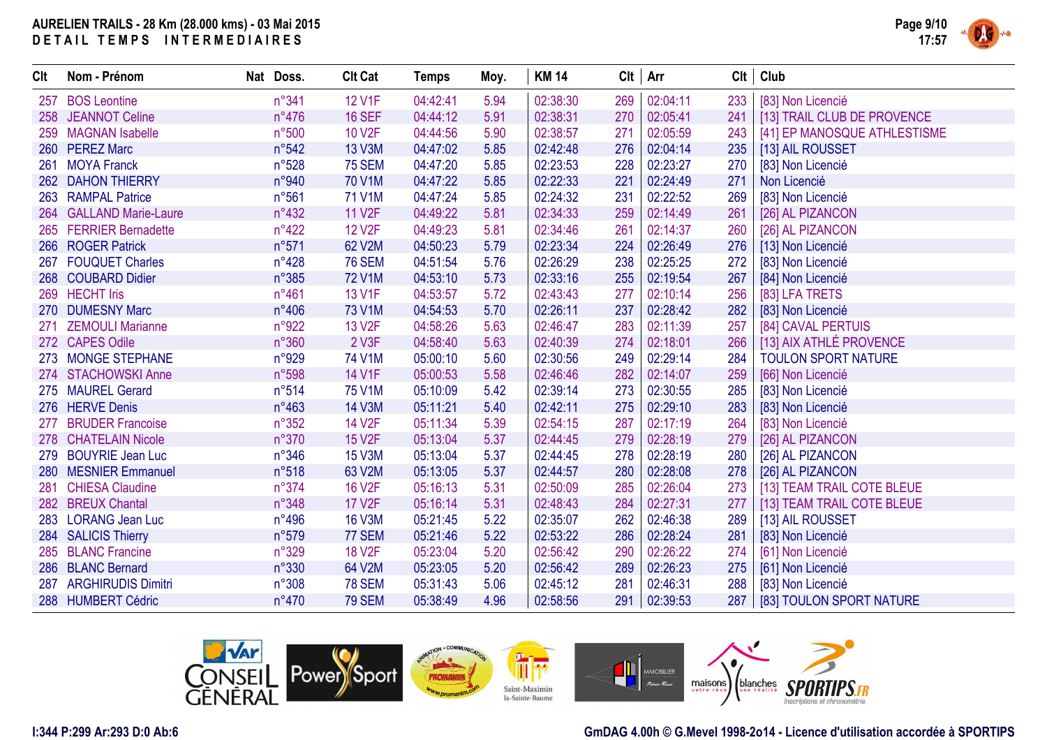**AURELIEN TRAILS - 28 Km (28.000 kms) - 03 Mai 2015**
**DETAIL TEMPS INTERMEDIAIRES**

| Clt | Nom - Prénom | Nat | Doss. | Clt Cat | Temps | Moy. | KM 14 | Clt | Arr | Clt | Club |
|---|---|---|---|---|---|---|---|---|---|---|---|
| 257 | BOS Leontine | | n°341 | 12 V1F | 04:42:41 | 5.94 | 02:38:30 | 269 | 02:04:11 | 233 | [83] Non Licencié |
| 258 | JEANNOT Celine | | n°476 | 16 SEF | 04:44:12 | 5.91 | 02:38:31 | 270 | 02:05:41 | 241 | [13] TRAIL CLUB DE PROVENCE |
| 259 | MAGNAN Isabelle | | n°500 | 10 V2F | 04:44:56 | 5.90 | 02:38:57 | 271 | 02:05:59 | 243 | [41] EP MANOSQUE ATHLESTISME |
| 260 | PEREZ Marc | | n°542 | 13 V3M | 04:47:02 | 5.85 | 02:42:48 | 276 | 02:04:14 | 235 | [13] AIL ROUSSET |
| 261 | MOYA Franck | | n°528 | 75 SEM | 04:47:20 | 5.85 | 02:23:53 | 228 | 02:23:27 | 270 | [83] Non Licencié |
| 262 | DAHON THIERRY | | n°940 | 70 V1M | 04:47:22 | 5.85 | 02:22:33 | 221 | 02:24:49 | 271 | Non Licencié |
| 263 | RAMPAL Patrice | | n°561 | 71 V1M | 04:47:24 | 5.85 | 02:24:32 | 231 | 02:22:52 | 269 | [83] Non Licencié |
| 264 | GALLAND Marie-Laure | | n°432 | 11 V2F | 04:49:22 | 5.81 | 02:34:33 | 259 | 02:14:49 | 261 | [26] AL PIZANCON |
| 265 | FERRIER Bernadette | | n°422 | 12 V2F | 04:49:23 | 5.81 | 02:34:46 | 261 | 02:14:37 | 260 | [26] AL PIZANCON |
| 266 | ROGER Patrick | | n°571 | 62 V2M | 04:50:23 | 5.79 | 02:23:34 | 224 | 02:26:49 | 276 | [13] Non Licencié |
| 267 | FOUQUET Charles | | n°428 | 76 SEM | 04:51:54 | 5.76 | 02:26:29 | 238 | 02:25:25 | 272 | [83] Non Licencié |
| 268 | COUBARD Didier | | n°385 | 72 V1M | 04:53:10 | 5.73 | 02:33:16 | 255 | 02:19:54 | 267 | [84] Non Licencié |
| 269 | HECHT Iris | | n°461 | 13 V1F | 04:53:57 | 5.72 | 02:43:43 | 277 | 02:10:14 | 256 | [83] LFA TRETS |
| 270 | DUMESNY Marc | | n°406 | 73 V1M | 04:54:53 | 5.70 | 02:26:11 | 237 | 02:28:42 | 282 | [83] Non Licencié |
| 271 | ZEMOULI Marianne | | n°922 | 13 V2F | 04:58:26 | 5.63 | 02:46:47 | 283 | 02:11:39 | 257 | [84] CAVAL PERTUIS |
| 272 | CAPES Odile | | n°360 | 2 V3F | 04:58:40 | 5.63 | 02:40:39 | 274 | 02:18:01 | 266 | [13] AIX ATHLÉ PROVENCE |
| 273 | MONGE STEPHANE | | n°929 | 74 V1M | 05:00:10 | 5.60 | 02:30:56 | 249 | 02:29:14 | 284 | TOULON SPORT NATURE |
| 274 | STACHOWSKI Anne | | n°598 | 14 V1F | 05:00:53 | 5.58 | 02:46:46 | 282 | 02:14:07 | 259 | [66] Non Licencié |
| 275 | MAUREL Gerard | | n°514 | 75 V1M | 05:10:09 | 5.42 | 02:39:14 | 273 | 02:30:55 | 285 | [83] Non Licencié |
| 276 | HERVE Denis | | n°463 | 14 V3M | 05:11:21 | 5.40 | 02:42:11 | 275 | 02:29:10 | 283 | [83] Non Licencié |
| 277 | BRUDER Francoise | | n°352 | 14 V2F | 05:11:34 | 5.39 | 02:54:15 | 287 | 02:17:19 | 264 | [83] Non Licencié |
| 278 | CHATELAIN Nicole | | n°370 | 15 V2F | 05:13:04 | 5.37 | 02:44:45 | 279 | 02:28:19 | 279 | [26] AL PIZANCON |
| 279 | BOUYRIE Jean Luc | | n°346 | 15 V3M | 05:13:04 | 5.37 | 02:44:45 | 278 | 02:28:19 | 280 | [26] AL PIZANCON |
| 280 | MESNIER Emmanuel | | n°518 | 63 V2M | 05:13:05 | 5.37 | 02:44:57 | 280 | 02:28:08 | 278 | [26] AL PIZANCON |
| 281 | CHIESA Claudine | | n°374 | 16 V2F | 05:16:13 | 5.31 | 02:50:09 | 285 | 02:26:04 | 273 | [13] TEAM TRAIL COTE BLEUE |
| 282 | BREUX Chantal | | n°348 | 17 V2F | 05:16:14 | 5.31 | 02:48:43 | 284 | 02:27:31 | 277 | [13] TEAM TRAIL COTE BLEUE |
| 283 | LORANG Jean Luc | | n°496 | 16 V3M | 05:21:45 | 5.22 | 02:35:07 | 262 | 02:46:38 | 289 | [13] AIL ROUSSET |
| 284 | SALICIS Thierry | | n°579 | 77 SEM | 05:21:46 | 5.22 | 02:53:22 | 286 | 02:28:24 | 281 | [83] Non Licencié |
| 285 | BLANC Francine | | n°329 | 18 V2F | 05:23:04 | 5.20 | 02:56:42 | 290 | 02:26:22 | 274 | [61] Non Licencié |
| 286 | BLANC Bernard | | n°330 | 64 V2M | 05:23:05 | 5.20 | 02:56:42 | 289 | 02:26:23 | 275 | [61] Non Licencié |
| 287 | ARGHIRUDIS Dimitri | | n°308 | 78 SEM | 05:31:43 | 5.06 | 02:45:12 | 281 | 02:46:31 | 288 | [83] Non Licencié |
| 288 | HUMBERT Cédric | | n°470 | 79 SEM | 05:38:49 | 4.96 | 02:58:56 | 291 | 02:39:53 | 287 | [83] TOULON SPORT NATURE |

I:344 P:299 Ar:293 D:0 Ab:6

GmDAG 4.00h © G.Mevel 1998-2o14 - Licence d'utilisation accordée à SPORTIPS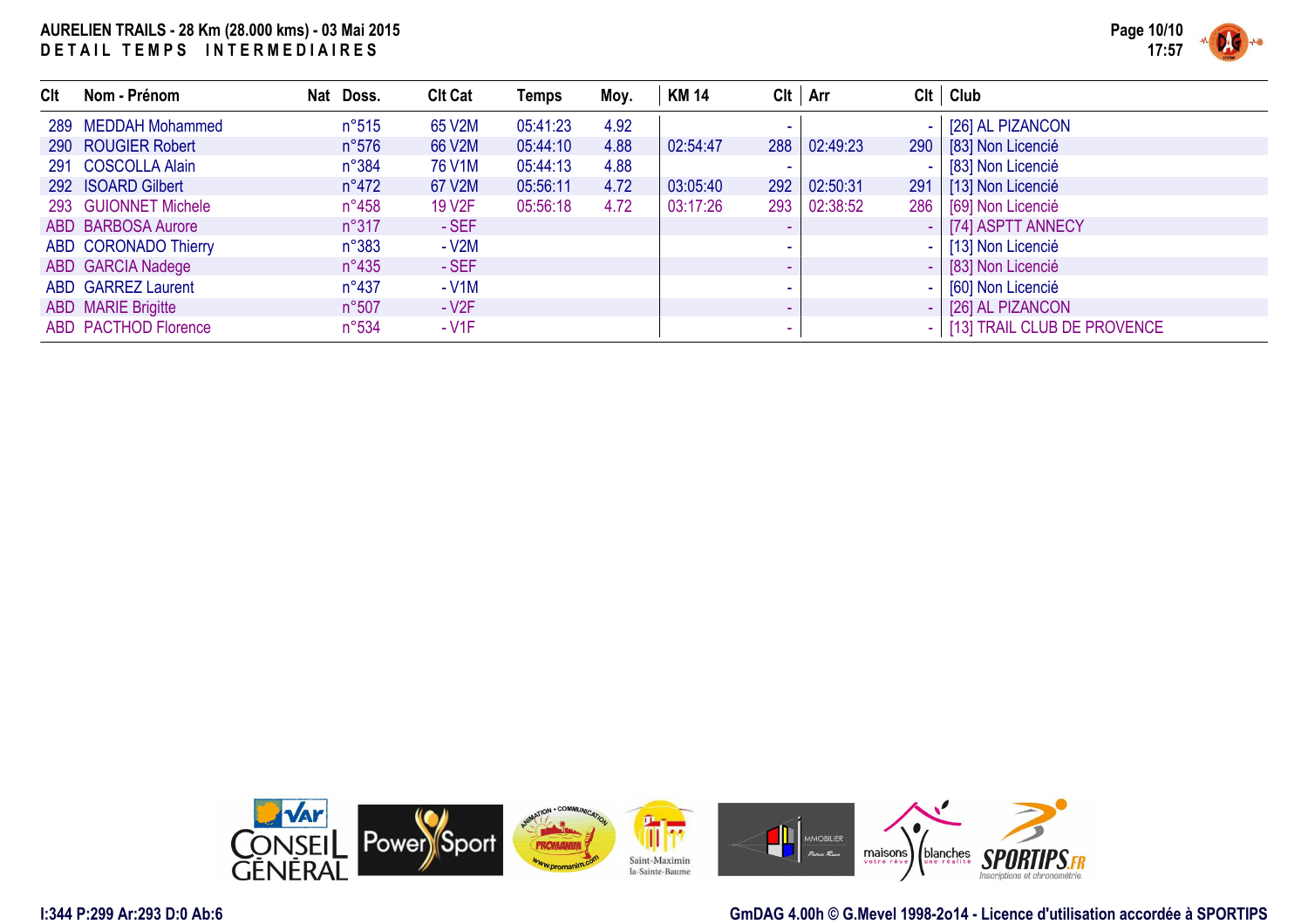**AURELIEN TRAILS - 28 Km (28.000 kms) - 03 Mai 2015**
**DETAIL TEMPS INTERMEDIAIRES**

| Clt | Nom - Prénom | Nat | Doss. | Clt Cat | Temps | Moy. | KM 14 | Clt | Arr | Clt | Club |
|---|---|---|---|---|---|---|---|---|---|---|---|
| 289 | MEDDAH Mohammed | | n°515 | 65 V2M | 05:41:23 | 4.92 | | - | | - | [26] AL PIZANCON |
| 290 | ROUGIER Robert | | n°576 | 66 V2M | 05:44:10 | 4.88 | 02:54:47 | 288 | 02:49:23 | 290 | [83] Non Licencié |
| 291 | COSCOLLA Alain | | n°384 | 76 V1M | 05:44:13 | 4.88 | | - | | - | [83] Non Licencié |
| 292 | ISOARD Gilbert | | n°472 | 67 V2M | 05:56:11 | 4.72 | 03:05:40 | 292 | 02:50:31 | 291 | [13] Non Licencié |
| 293 | GUIONNET Michele | | n°458 | 19 V2F | 05:56:18 | 4.72 | 03:17:26 | 293 | 02:38:52 | 286 | [69] Non Licencié |
| ABD | BARBOSA Aurore | | n°317 | - SEF | | | | - | | - | [74] ASPTT ANNECY |
| ABD | CORONADO Thierry | | n°383 | - V2M | | | | - | | - | [13] Non Licencié |
| ABD | GARCIA Nadege | | n°435 | - SEF | | | | - | | - | [83] Non Licencié |
| ABD | GARREZ Laurent | | n°437 | - V1M | | | | - | | - | [60] Non Licencié |
| ABD | MARIE Brigitte | | n°507 | - V2F | | | | - | | - | [26] AL PIZANCON |
| ABD | PACTHOD Florence | | n°534 | - V1F | | | | - | | - | [13] TRAIL CLUB DE PROVENCE |

I:344 P:299 Ar:293 D:0 Ab:6

GmDAG 4.00h © G.Mevel 1998-2o14 - Licence d'utilisation accordée à SPORTIPS